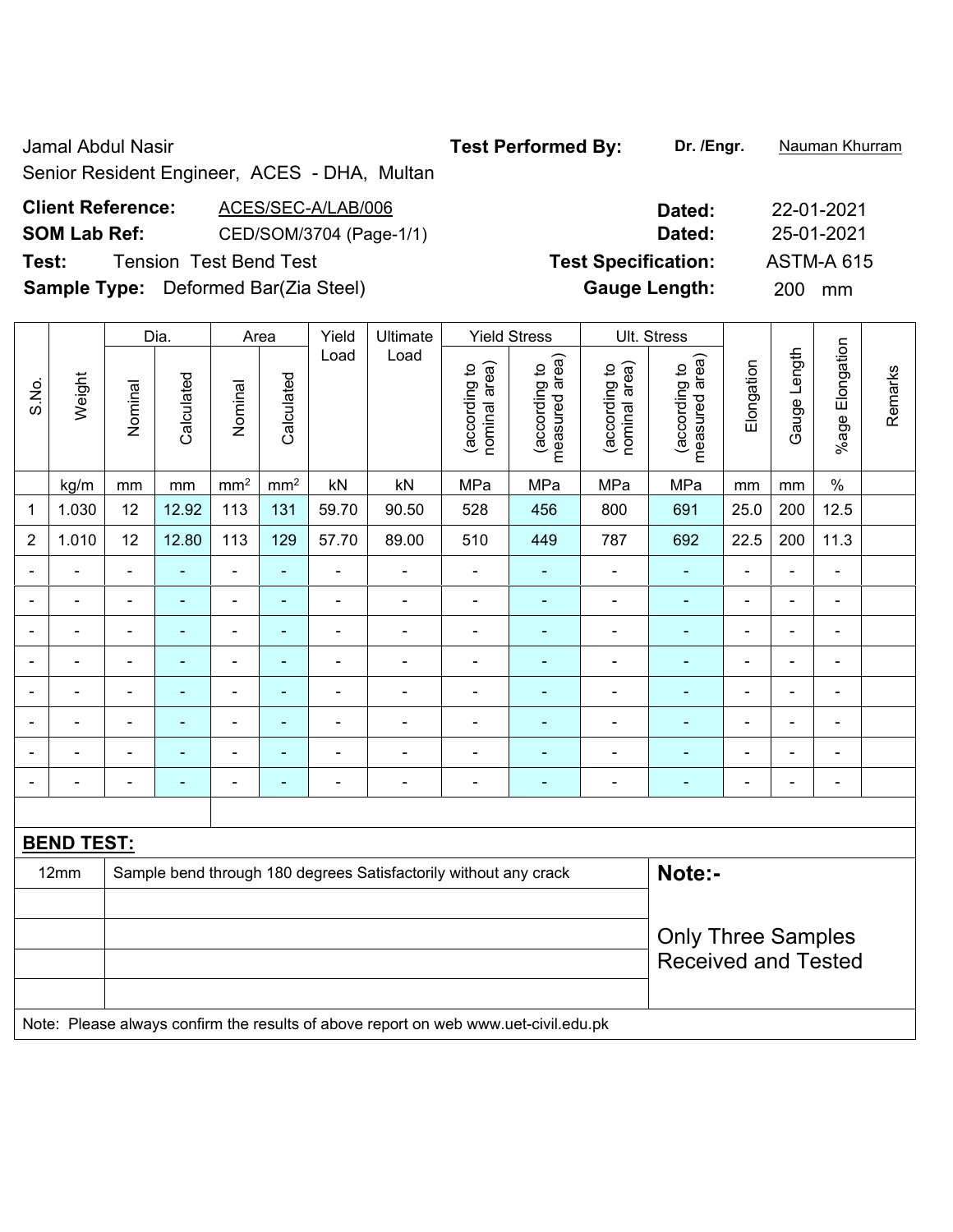Jamal Abdul Nasir

Senior Resident Engineer, ACES - DHA, Multan

**Test Performed By:** **Dr. /Engr.** Nauman Khurram

**Client Reference:** ACES/SEC-A/LAB/006 **Dated:** 22-01-2021

**SOM Lab Ref:** CED/SOM/3704 (Page-1/1) **Dated:** 25-01-2021

**Test:** Tension Test Bend Test **Test Specification:** ASTM-A 615

**Sample Type:** Deformed Bar(Zia Steel) **Gauge Length:** 200 mm

| S.No. | Weight | Dia. | | Area | | Yield Load | Ultimate Load | Yield Stress | | Ult. Stress | | Elongation | Gauge Length | %age Elongation | Remarks |
|---|---|---|---|---|---|---|---|---|---|---|---|---|---|---|---|
| | | Nominal | Calculated | Nominal | Calculated | | | (according to nominal area) | (according to measured area) | (according to nominal area) | (according to measured area) | | | | |
| | kg/m | mm | mm | mm² | mm² | kN | kN | MPa | MPa | MPa | MPa | mm | mm | % | |
| 1 | 1.030 | 12 | 12.92 | 113 | 131 | 59.70 | 90.50 | 528 | 456 | 800 | 691 | 25.0 | 200 | 12.5 | |
| 2 | 1.010 | 12 | 12.80 | 113 | 129 | 57.70 | 89.00 | 510 | 449 | 787 | 692 | 22.5 | 200 | 11.3 | |
| - | - | - | - | - | - | - | - | - | - | - | - | - | - | - | |
| - | - | - | - | - | - | - | - | - | - | - | - | - | - | - | |
| - | - | - | - | - | - | - | - | - | - | - | - | - | - | - | |
| - | - | - | - | - | - | - | - | - | - | - | - | - | - | - | |
| - | - | - | - | - | - | - | - | - | - | - | - | - | - | - | |
| - | - | - | - | - | - | - | - | - | - | - | - | - | - | - | |
| - | - | - | - | - | - | - | - | - | - | - | - | - | - | - | |
| - | - | - | - | - | - | - | - | - | - | - | - | - | - | - | |

**BEND TEST:**

| | | |
|---|---|---|
| 12mm | Sample bend through 180 degrees Satisfactorily without any crack | **Note:-** |
| | | Only Three Samples Received and Tested |

Note: Please always confirm the results of above report on web www.uet-civil.edu.pk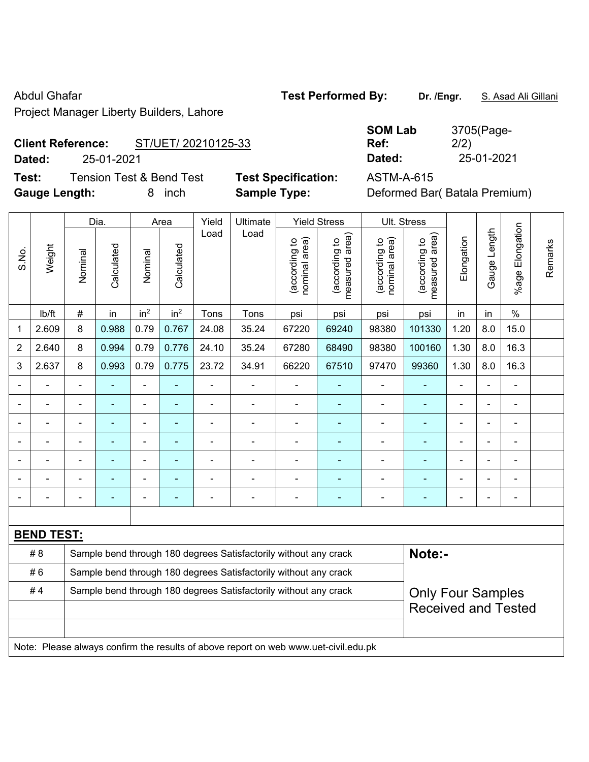Abdul Ghafar

Project Manager Liberty Builders, Lahore

**Test Performed By:** **Dr. /Engr.** S. Asad Ali Gillani

**Client Reference:** ST/UET/ 20210125-33

**Dated:** 25-01-2021

**SOM Lab Ref:** 3705(Page-2/2)

**Dated:** 25-01-2021

**Test:** Tension Test & Bend Test

**Test Specification:** ASTM-A-615

**Gauge Length:** 8 inch

**Sample Type:** Deformed Bar( Batala Premium)

| S.No. | Weight | Dia. | | Area | | Yield Load | Ultimate Load | Yield Stress | | Ult. Stress | | Elongation | Gauge Length | %age Elongation | Remarks |
|---|---|---|---|---|---|---|---|---|---|---|---|---|---|---|---|
| | | Nominal | Calculated | Nominal | Calculated | | | (according to nominal area) | (according to measured area) | (according to nominal area) | (according to measured area) | | | | |
| | lb/ft | # | in | $in^2$ | $in^2$ | Tons | Tons | psi | psi | psi | psi | in | in | % | |
| 1 | 2.609 | 8 | 0.988 | 0.79 | 0.767 | 24.08 | 35.24 | 67220 | 69240 | 98380 | 101330 | 1.20 | 8.0 | 15.0 | |
| 2 | 2.640 | 8 | 0.994 | 0.79 | 0.776 | 24.10 | 35.24 | 67280 | 68490 | 98380 | 100160 | 1.30 | 8.0 | 16.3 | |
| 3 | 2.637 | 8 | 0.993 | 0.79 | 0.775 | 23.72 | 34.91 | 66220 | 67510 | 97470 | 99360 | 1.30 | 8.0 | 16.3 | |
| - | - | - | - | - | - | - | - | - | - | - | - | - | - | - | |
| - | - | - | - | - | - | - | - | - | - | - | - | - | - | - | |
| - | - | - | - | - | - | - | - | - | - | - | - | - | - | - | |
| - | - | - | - | - | - | - | - | - | - | - | - | - | - | - | |
| - | - | - | - | - | - | - | - | - | - | - | - | - | - | - | |
| - | - | - | - | - | - | - | - | - | - | - | - | - | - | - | |
| - | - | - | - | - | - | - | - | - | - | - | - | - | - | - | |

**BEND TEST:**

| | | |
|---|---|---|
| # 8 | Sample bend through 180 degrees Satisfactorily without any crack | **Note:-** |
| # 6 | Sample bend through 180 degrees Satisfactorily without any crack | |
| # 4 | Sample bend through 180 degrees Satisfactorily without any crack | Only Four Samples Received and Tested |
| | | |
| | | |

Note: Please always confirm the results of above report on web www.uet-civil.edu.pk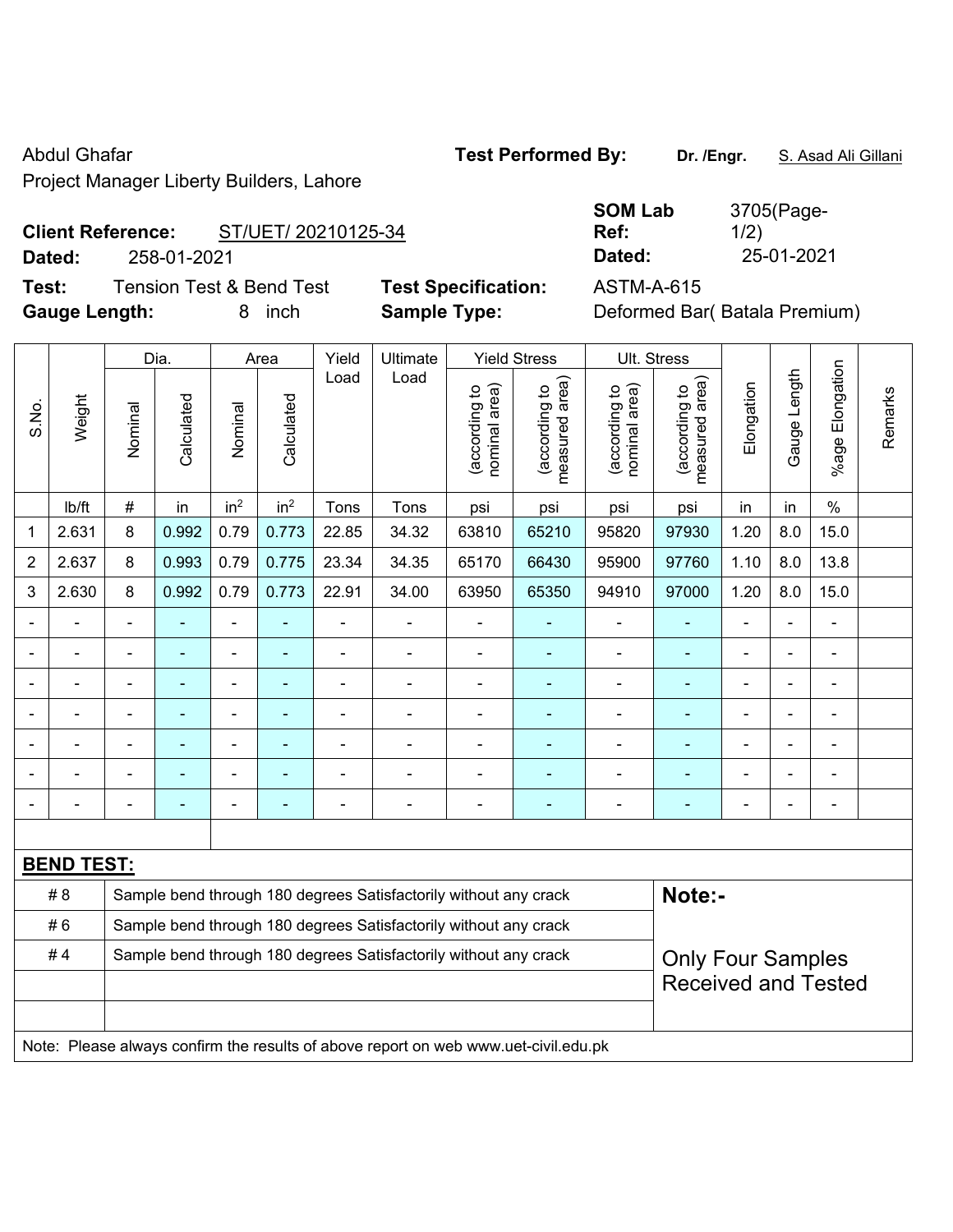Abdul Ghafar

Project Manager Liberty Builders, Lahore

**Test Performed By:** **Dr. /Engr.** S. Asad Ali Gillani

**Client Reference:** ST/UET/ 20210125-34

**Dated:** 258-01-2021

**SOM Lab Ref:** 3705(Page-1/2)

**Dated:** 25-01-2021

**Test:** Tension Test & Bend Test

**Test Specification:** ASTM-A-615

**Gauge Length:** 8 inch

**Sample Type:** Deformed Bar( Batala Premium)

| S.No. | Weight | Dia. | | Area | | Yield Load | Ultimate Load | Yield Stress | | Ult. Stress | | Elongation | Gauge Length | %age Elongation | Remarks |
|---|---|---|---|---|---|---|---|---|---|---|---|---|---|---|---|
| | | Nominal | Calculated | Nominal | Calculated | | | (according to nominal area) | (according to measured area) | (according to nominal area) | (according to measured area) | | | | |
| | lb/ft | # | in | $in^2$ | $in^2$ | Tons | Tons | psi | psi | psi | psi | in | in | % | |
| 1 | 2.631 | 8 | 0.992 | 0.79 | 0.773 | 22.85 | 34.32 | 63810 | 65210 | 95820 | 97930 | 1.20 | 8.0 | 15.0 | |
| 2 | 2.637 | 8 | 0.993 | 0.79 | 0.775 | 23.34 | 34.35 | 65170 | 66430 | 95900 | 97760 | 1.10 | 8.0 | 13.8 | |
| 3 | 2.630 | 8 | 0.992 | 0.79 | 0.773 | 22.91 | 34.00 | 63950 | 65350 | 94910 | 97000 | 1.20 | 8.0 | 15.0 | |
| - | - | - | - | - | - | - | - | - | - | - | - | - | - | - | |
| - | - | - | - | - | - | - | - | - | - | - | - | - | - | - | |
| - | - | - | - | - | - | - | - | - | - | - | - | - | - | - | |
| - | - | - | - | - | - | - | - | - | - | - | - | - | - | - | |
| - | - | - | - | - | - | - | - | - | - | - | - | - | - | - | |
| - | - | - | - | - | - | - | - | - | - | - | - | - | - | - | |
| - | - | - | - | - | - | - | - | - | - | - | - | - | - | - | |

**BEND TEST:**

| | | |
|---|---|---|
| # 8 | Sample bend through 180 degrees Satisfactorily without any crack | **Note:-** |
| # 6 | Sample bend through 180 degrees Satisfactorily without any crack | |
| # 4 | Sample bend through 180 degrees Satisfactorily without any crack | Only Four Samples Received and Tested |

Note: Please always confirm the results of above report on web www.uet-civil.edu.pk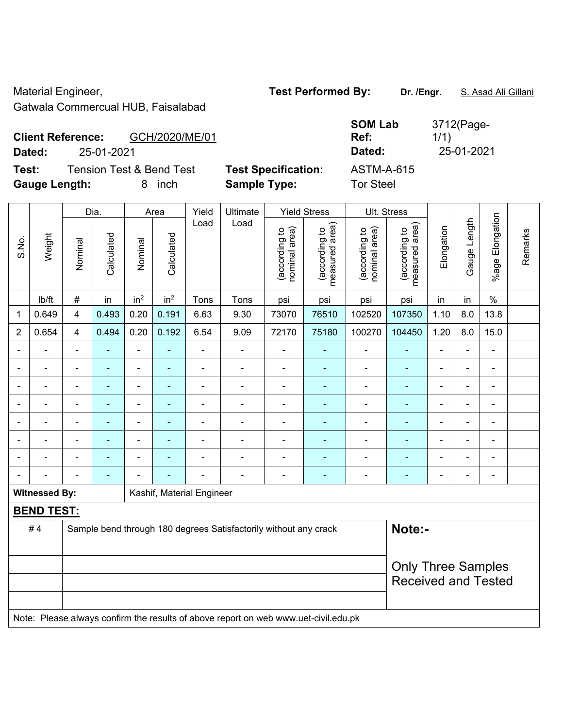Material Engineer,
Gatwala Commercual HUB, Faisalabad

**Test Performed By:** **Dr. /Engr.** S. Asad Ali Gillani

**Client Reference:** GCH/2020/ME/01
**Dated:** 25-01-2021

**SOM Lab Ref:** 3712(Page-1/1)
**Dated:** 25-01-2021

**Test:** Tension Test & Bend Test
**Gauge Length:** 8 inch

**Test Specification:** ASTM-A-615
**Sample Type:** Tor Steel

| S.No. | Weight | Dia. | | Area | | Yield Load | Ultimate Load | Yield Stress | | Ult. Stress | | Elongation | Gauge Length | %age Elongation | Remarks |
|---|---|---|---|---|---|---|---|---|---|---|---|---|---|---|---|
| | | Nominal | Calculated | Nominal | Calculated | | | (according to nominal area) | (according to measured area) | (according to nominal area) | (according to measured area) | | | | |
| | lb/ft | # | in | $in^2$ | $in^2$ | Tons | Tons | psi | psi | psi | psi | in | in | % | |
| 1 | 0.649 | 4 | 0.493 | 0.20 | 0.191 | 6.63 | 9.30 | 73070 | 76510 | 102520 | 107350 | 1.10 | 8.0 | 13.8 | |
| 2 | 0.654 | 4 | 0.494 | 0.20 | 0.192 | 6.54 | 9.09 | 72170 | 75180 | 100270 | 104450 | 1.20 | 8.0 | 15.0 | |
| - | - | - | - | - | - | - | - | - | - | - | - | - | - | - | |
| - | - | - | - | - | - | - | - | - | - | - | - | - | - | - | |
| - | - | - | - | - | - | - | - | - | - | - | - | - | - | - | |
| - | - | - | - | - | - | - | - | - | - | - | - | - | - | - | |
| - | - | - | - | - | - | - | - | - | - | - | - | - | - | - | |
| - | - | - | - | - | - | - | - | - | - | - | - | - | - | - | |
| - | - | - | - | - | - | - | - | - | - | - | - | - | - | - | |
| - | - | - | - | - | - | - | - | - | - | - | - | - | - | - | |

**Witnessed By:** Kashif, Material Engineer

**BEND TEST:**

| | | |
|---|---|---|
| # 4 | Sample bend through 180 degrees Satisfactorily without any crack | **Note:-** Only Three Samples Received and Tested |

Note: Please always confirm the results of above report on web www.uet-civil.edu.pk